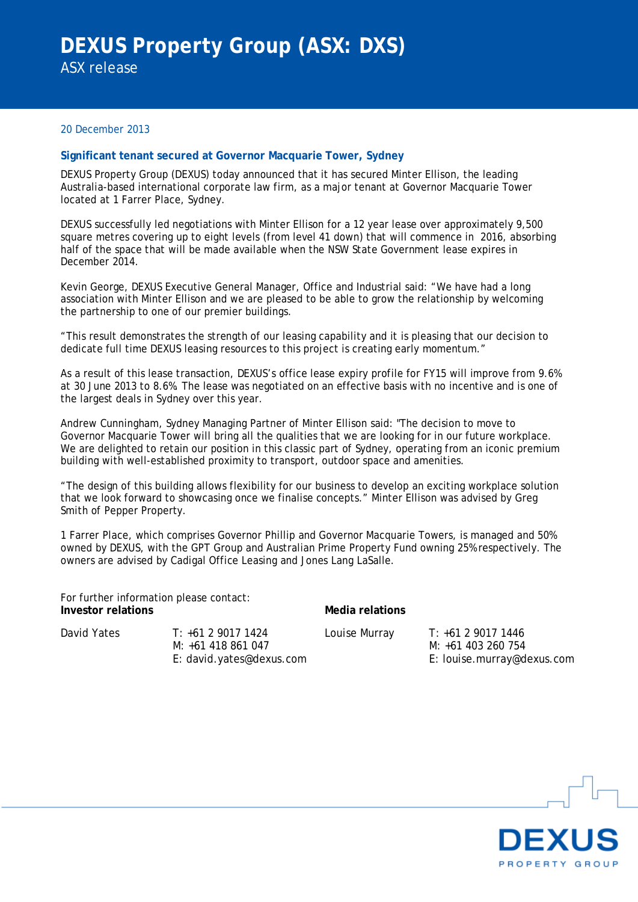# DEXUS Property Group (ASX: DXS)

ASX release

20 December 2013

## Significant tenant secured at Governor Macquarie Tower, Sydney

DEXUS Property Group (DEXUS) today announced that it has secured Minter Ellison, the leading Australia-based international corporate law firm, as a major tenant at Governor Macquarie Tower located at 1 Farrer Place, Sydney.

DEXUS successfully led negotiations with Minter Ellison for a 12 year lease over approximately 9,500 square metres covering up to eight levels (from level 41 down) that will commence in 2016, absorbing half of the space that will be made available when the NSW State Government lease expires in December 2014.

Kevin George, DEXUS Executive General Manager, Office and Industrial said: "We have had a long association with Minter Ellison and we are pleased to be able to grow the relationship by welcoming the partnership to one of our premier buildings.

"This result demonstrates the strength of our leasing capability and it is pleasing that our decision to dedicate full time DEXUS leasing resources to this project is creating early momentum."

As a result of this lease transaction, DEXUS's office lease expiry profile for FY15 will improve from 9.6% at 30 June 2013 to 8.6%. The lease was negotiated on an effective basis with no incentive and is one of the largest deals in Sydney over this year.

Andrew Cunningham, Sydney Managing Partner of Minter Ellison said: "The decision to move to Governor Macquarie Tower will bring all the qualities that we are looking for in our future workplace. We are delighted to retain our position in this classic part of Sydney, operating from an iconic premium building with well-established proximity to transport, outdoor space and amenities.

"The design of this building allows flexibility for our business to develop an exciting workplace solution that we look forward to showcasing once we finalise concepts." Minter Ellison was advised by Greg Smith of Pepper Property.

1 Farrer Place, which comprises Governor Phillip and Governor Macquarie Towers, is managed and 50% owned by DEXUS, with the GPT Group and Australian Prime Property Fund owning 25% respectively. The owners are advised by Cadigal Office Leasing and Jones Lang LaSalle.

For further information please contact:

**Investor relations**

David Yates
T: +61 2 9017 1424
M: +61 418 861 047
E: david.yates@dexus.com

**Media relations**

Louise Murray
T: +61 2 9017 1446
M: +61 403 260 754
E: louise.murray@dexus.com

DEXUS PROPERTY GROUP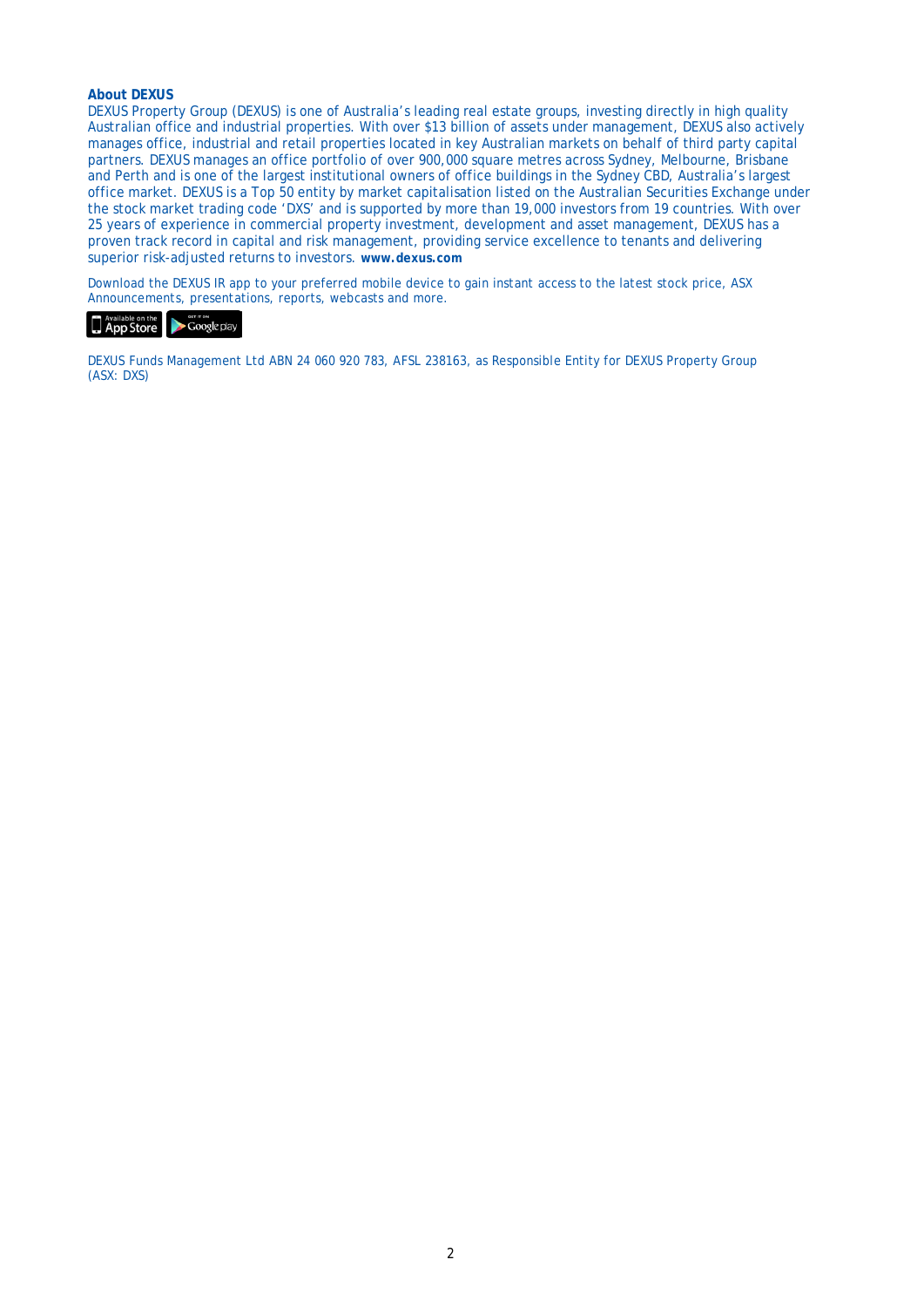**About DEXUS**

DEXUS Property Group (DEXUS) is one of Australia's leading real estate groups, investing directly in high quality Australian office and industrial properties. With over $13 billion of assets under management, DEXUS also actively manages office, industrial and retail properties located in key Australian markets on behalf of third party capital partners. DEXUS manages an office portfolio of over 900,000 square metres across Sydney, Melbourne, Brisbane and Perth and is one of the largest institutional owners of office buildings in the Sydney CBD, Australia's largest office market. DEXUS is a Top 50 entity by market capitalisation listed on the Australian Securities Exchange under the stock market trading code 'DXS' and is supported by more than 19,000 investors from 19 countries. With over 25 years of experience in commercial property investment, development and asset management, DEXUS has a proven track record in capital and risk management, providing service excellence to tenants and delivering superior risk-adjusted returns to investors. **www.dexus.com**

Download the DEXUS IR app to your preferred mobile device to gain instant access to the latest stock price, ASX Announcements, presentations, reports, webcasts and more.

Available on the App Store | Get it on Google play

DEXUS Funds Management Ltd ABN 24 060 920 783, AFSL 238163, as Responsible Entity for DEXUS Property Group (ASX: DXS)